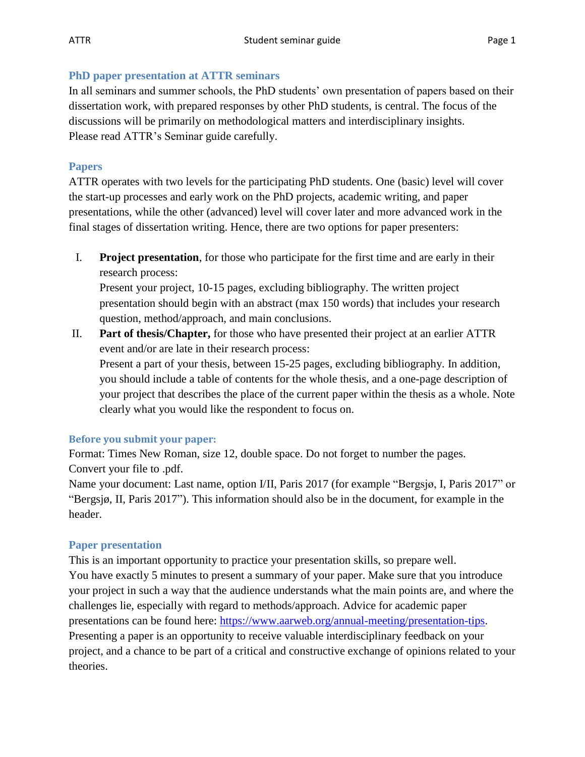## PhD paper presentation at ATTR seminars

In all seminars and summer schools, the PhD students' own presentation of papers based on their dissertation work, with prepared responses by other PhD students, is central. The focus of the discussions will be primarily on methodological matters and interdisciplinary insights.
Please read ATTR's Seminar guide carefully.

## Papers

ATTR operates with two levels for the participating PhD students. One (basic) level will cover the start-up processes and early work on the PhD projects, academic writing, and paper presentations, while the other (advanced) level will cover later and more advanced work in the final stages of dissertation writing. Hence, there are two options for paper presenters:

I. **Project presentation**, for those who participate for the first time and are early in their research process:
   Present your project, 10-15 pages, excluding bibliography. The written project presentation should begin with an abstract (max 150 words) that includes your research question, method/approach, and main conclusions.

II. **Part of thesis/Chapter,** for those who have presented their project at an earlier ATTR event and/or are late in their research process:
   Present a part of your thesis, between 15-25 pages, excluding bibliography. In addition, you should include a table of contents for the whole thesis, and a one-page description of your project that describes the place of the current paper within the thesis as a whole. Note clearly what you would like the respondent to focus on.

### Before you submit your paper:

Format: Times New Roman, size 12, double space. Do not forget to number the pages.
Convert your file to .pdf.
Name your document: Last name, option I/II, Paris 2017 (for example "Bergsjø, I, Paris 2017" or "Bergsjø, II, Paris 2017"). This information should also be in the document, for example in the header.

## Paper presentation

This is an important opportunity to practice your presentation skills, so prepare well.
You have exactly 5 minutes to present a summary of your paper. Make sure that you introduce your project in such a way that the audience understands what the main points are, and where the challenges lie, especially with regard to methods/approach. Advice for academic paper presentations can be found here: https://www.aarweb.org/annual-meeting/presentation-tips.
Presenting a paper is an opportunity to receive valuable interdisciplinary feedback on your project, and a chance to be part of a critical and constructive exchange of opinions related to your theories.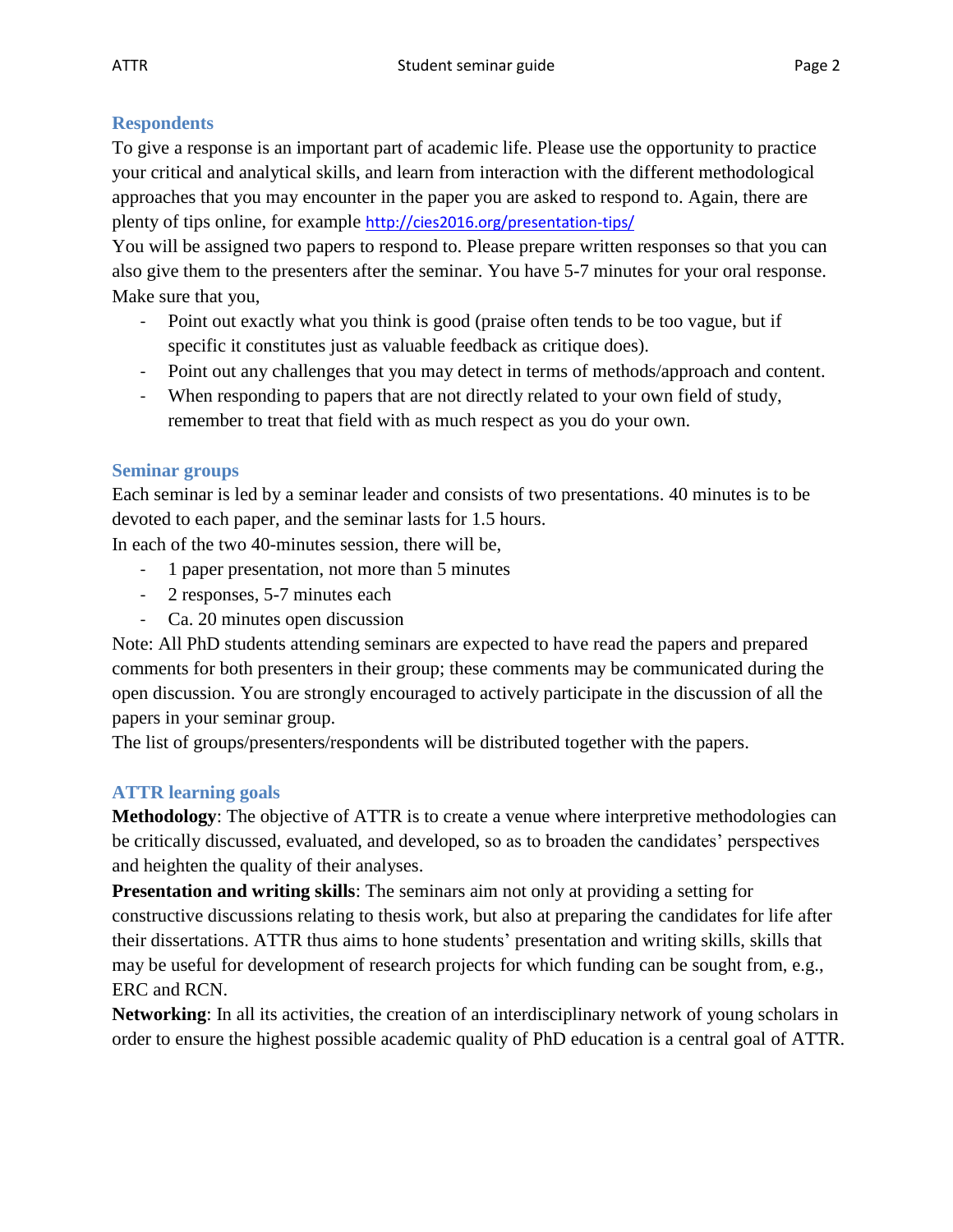## Respondents

To give a response is an important part of academic life. Please use the opportunity to practice your critical and analytical skills, and learn from interaction with the different methodological approaches that you may encounter in the paper you are asked to respond to. Again, there are plenty of tips online, for example http://cies2016.org/presentation-tips/

You will be assigned two papers to respond to. Please prepare written responses so that you can also give them to the presenters after the seminar. You have 5-7 minutes for your oral response. Make sure that you,

- Point out exactly what you think is good (praise often tends to be too vague, but if specific it constitutes just as valuable feedback as critique does).
- Point out any challenges that you may detect in terms of methods/approach and content.
- When responding to papers that are not directly related to your own field of study, remember to treat that field with as much respect as you do your own.

## Seminar groups

Each seminar is led by a seminar leader and consists of two presentations. 40 minutes is to be devoted to each paper, and the seminar lasts for 1.5 hours.

In each of the two 40-minutes session, there will be,

- 1 paper presentation, not more than 5 minutes
- 2 responses, 5-7 minutes each
- Ca. 20 minutes open discussion

Note: All PhD students attending seminars are expected to have read the papers and prepared comments for both presenters in their group; these comments may be communicated during the open discussion. You are strongly encouraged to actively participate in the discussion of all the papers in your seminar group.

The list of groups/presenters/respondents will be distributed together with the papers.

## ATTR learning goals

**Methodology**: The objective of ATTR is to create a venue where interpretive methodologies can be critically discussed, evaluated, and developed, so as to broaden the candidates' perspectives and heighten the quality of their analyses.

**Presentation and writing skills**: The seminars aim not only at providing a setting for constructive discussions relating to thesis work, but also at preparing the candidates for life after their dissertations. ATTR thus aims to hone students' presentation and writing skills, skills that may be useful for development of research projects for which funding can be sought from, e.g., ERC and RCN.

**Networking**: In all its activities, the creation of an interdisciplinary network of young scholars in order to ensure the highest possible academic quality of PhD education is a central goal of ATTR.